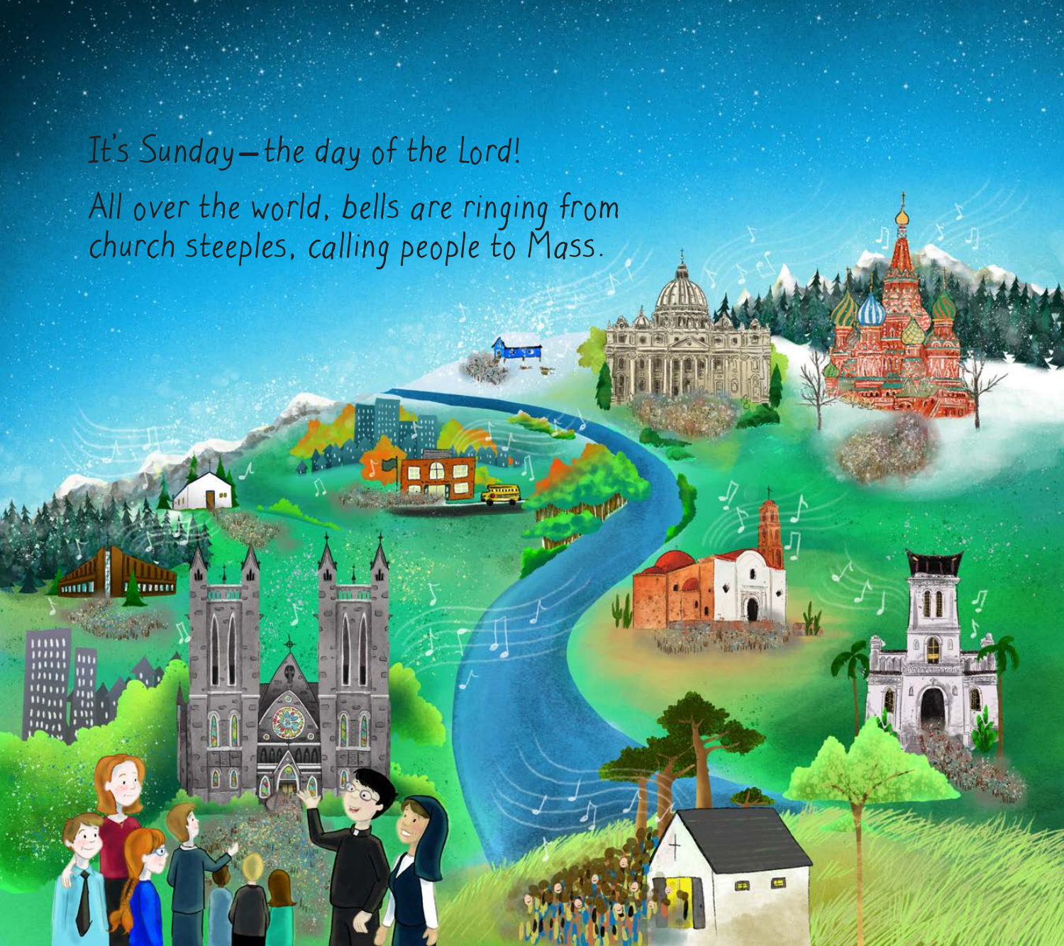It's Sunday—the day of the Lord!

All over the world, bells are ringing from church steeples, calling people to Mass.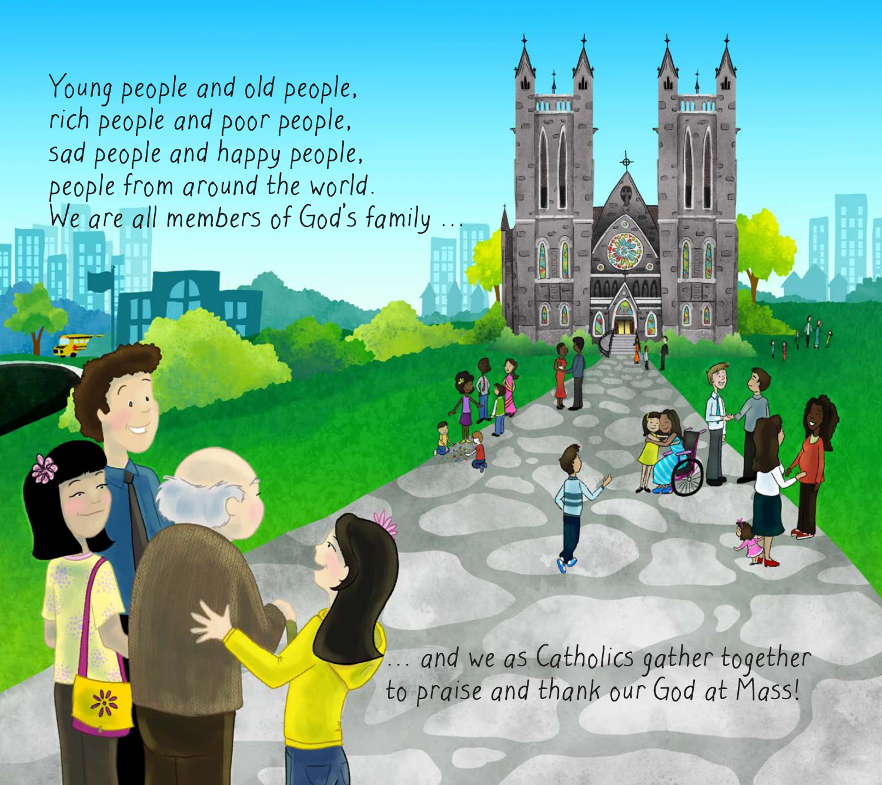Young people and old people,
rich people and poor people,
sad people and happy people,
people from around the world.
We are all members of God's family ...

... and we as Catholics gather together
to praise and thank our God at Mass!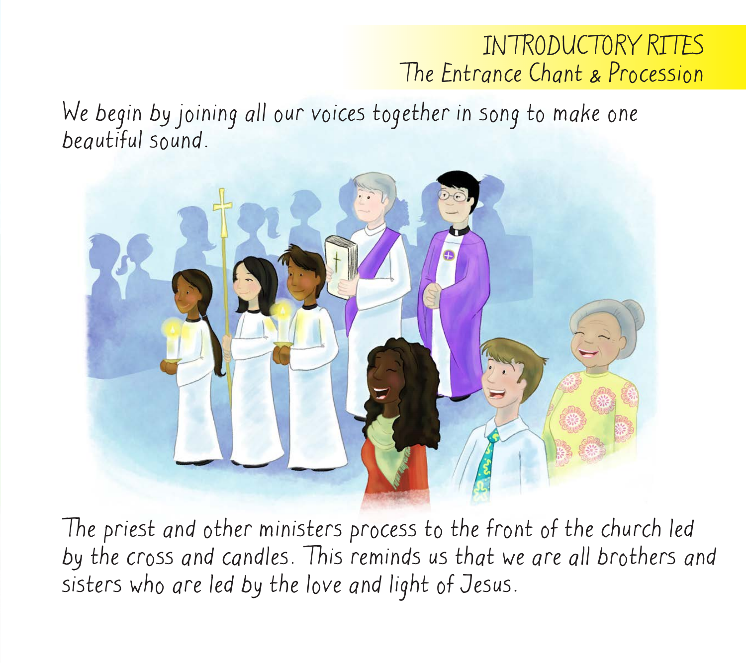# INTRODUCTORY RITES
## The Entrance Chant & Procession

We begin by joining all our voices together in song to make one beautiful sound.

The priest and other ministers process to the front of the church led by the cross and candles. This reminds us that we are all brothers and sisters who are led by the love and light of Jesus.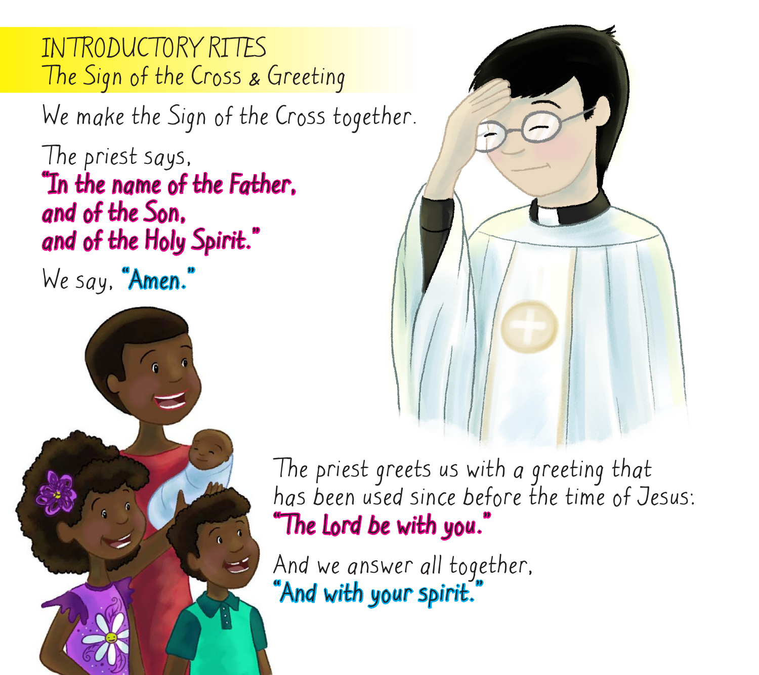## INTRODUCTORY RITES
### The Sign of the Cross & Greeting

We make the Sign of the Cross together.

The priest says,
**"In the name of the Father,
and of the Son,
and of the Holy Spirit."**

We say, **"Amen."**

The priest greets us with a greeting that has been used since before the time of Jesus:
**"The Lord be with you."**

And we answer all together,
**"And with your spirit."**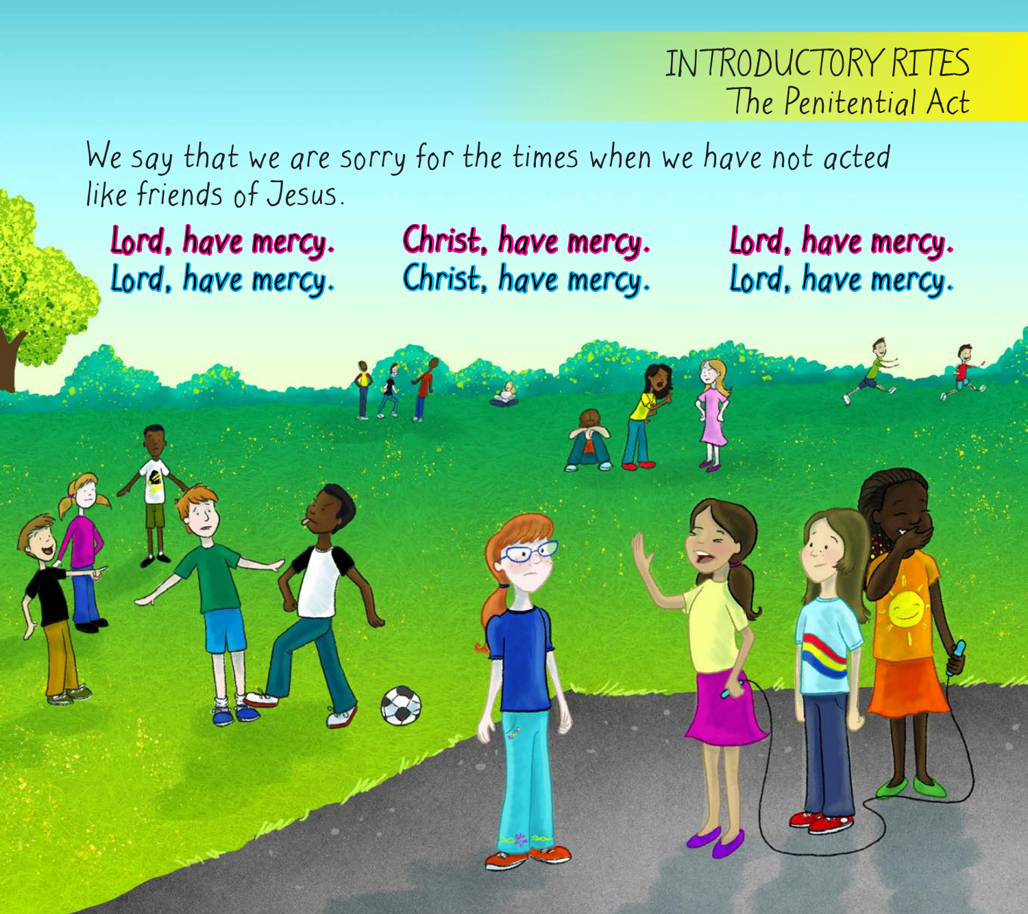# INTRODUCTORY RITES
## The Penitential Act

We say that we are sorry for the times when we have not acted like friends of Jesus.

**Lord, have mercy.**
**Lord, have mercy.**

**Christ, have mercy.**
**Christ, have mercy.**

**Lord, have mercy.**
**Lord, have mercy.**